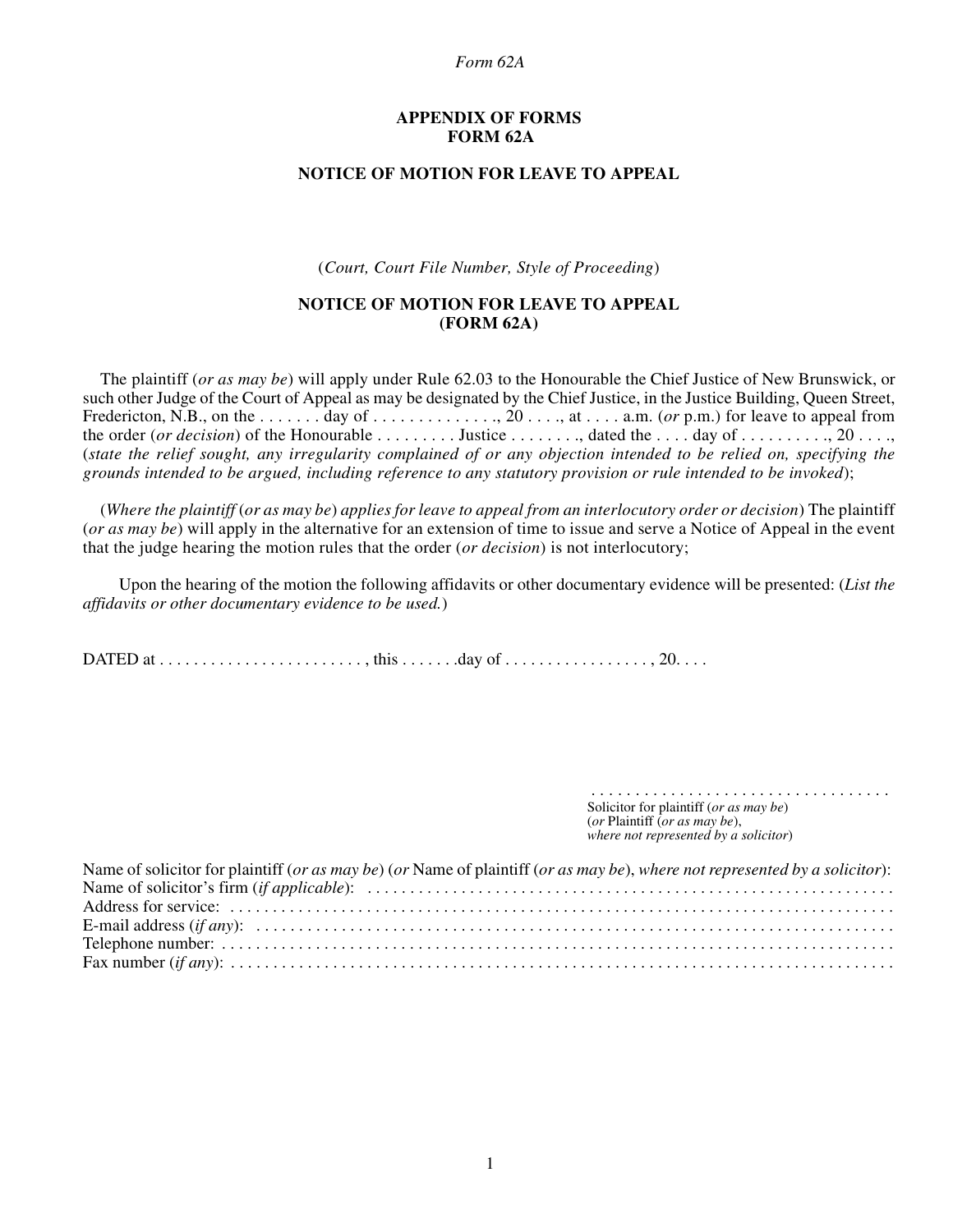## APPENDIX OF FORMS
## FORM 62A

## NOTICE OF MOTION FOR LEAVE TO APPEAL

(*Court, Court File Number, Style of Proceeding*)

## NOTICE OF MOTION FOR LEAVE TO APPEAL
## (FORM 62A)

The plaintiff (*or as may be*) will apply under Rule 62.03 to the Honourable the Chief Justice of New Brunswick, or such other Judge of the Court of Appeal as may be designated by the Chief Justice, in the Justice Building, Queen Street, Fredericton, N.B., on the . . . . . . . day of . . . . . . . . . . . . . ., 20 . . . ., at . . . . a.m. (*or* p.m.) for leave to appeal from the order (*or decision*) of the Honourable . . . . . . . . . Justice . . . . . . . ., dated the . . . . day of . . . . . . . . . ., 20 . . . ., (*state the relief sought, any irregularity complained of or any objection intended to be relied on, specifying the grounds intended to be argued, including reference to any statutory provision or rule intended to be invoked*);

(*Where the plaintiff* (*or as may be*) *applies for leave to appeal from an interlocutory order or decision*) The plaintiff (*or as may be*) will apply in the alternative for an extension of time to issue and serve a Notice of Appeal in the event that the judge hearing the motion rules that the order (*or decision*) is not interlocutory;

Upon the hearing of the motion the following affidavits or other documentary evidence will be presented: (*List the affidavits or other documentary evidence to be used.*)

DATED at . . . . . . . . . . . . . . . . . . . . . . . , this . . . . . . .day of . . . . . . . . . . . . . . . . . , 20. . . .

. . . . . . . . . . . . . . . . . . . . . . . . . . . . . . . . . .
Solicitor for plaintiff (*or as may be*)
(*or* Plaintiff (*or as may be*),
*where not represented by a solicitor*)

Name of solicitor for plaintiff (*or as may be*) (*or* Name of plaintiff (*or as may be*), *where not represented by a solicitor*):
Name of solicitor's firm (*if applicable*): . . . . . . . . . . . . . . . . . . . . . . . . . . . . . . . . . . . . . . . . . . . . . . . . . . . . . . . . . . . .
Address for service: . . . . . . . . . . . . . . . . . . . . . . . . . . . . . . . . . . . . . . . . . . . . . . . . . . . . . . . . . . . . . . . . . . . . . . . . . . . .
E-mail address (*if any*): . . . . . . . . . . . . . . . . . . . . . . . . . . . . . . . . . . . . . . . . . . . . . . . . . . . . . . . . . . . . . . . . . . . . . .
Telephone number: . . . . . . . . . . . . . . . . . . . . . . . . . . . . . . . . . . . . . . . . . . . . . . . . . . . . . . . . . . . . . . . . . . . . . . . . . . .
Fax number (*if any*): . . . . . . . . . . . . . . . . . . . . . . . . . . . . . . . . . . . . . . . . . . . . . . . . . . . . . . . . . . . . . . . . . . . . . . . . .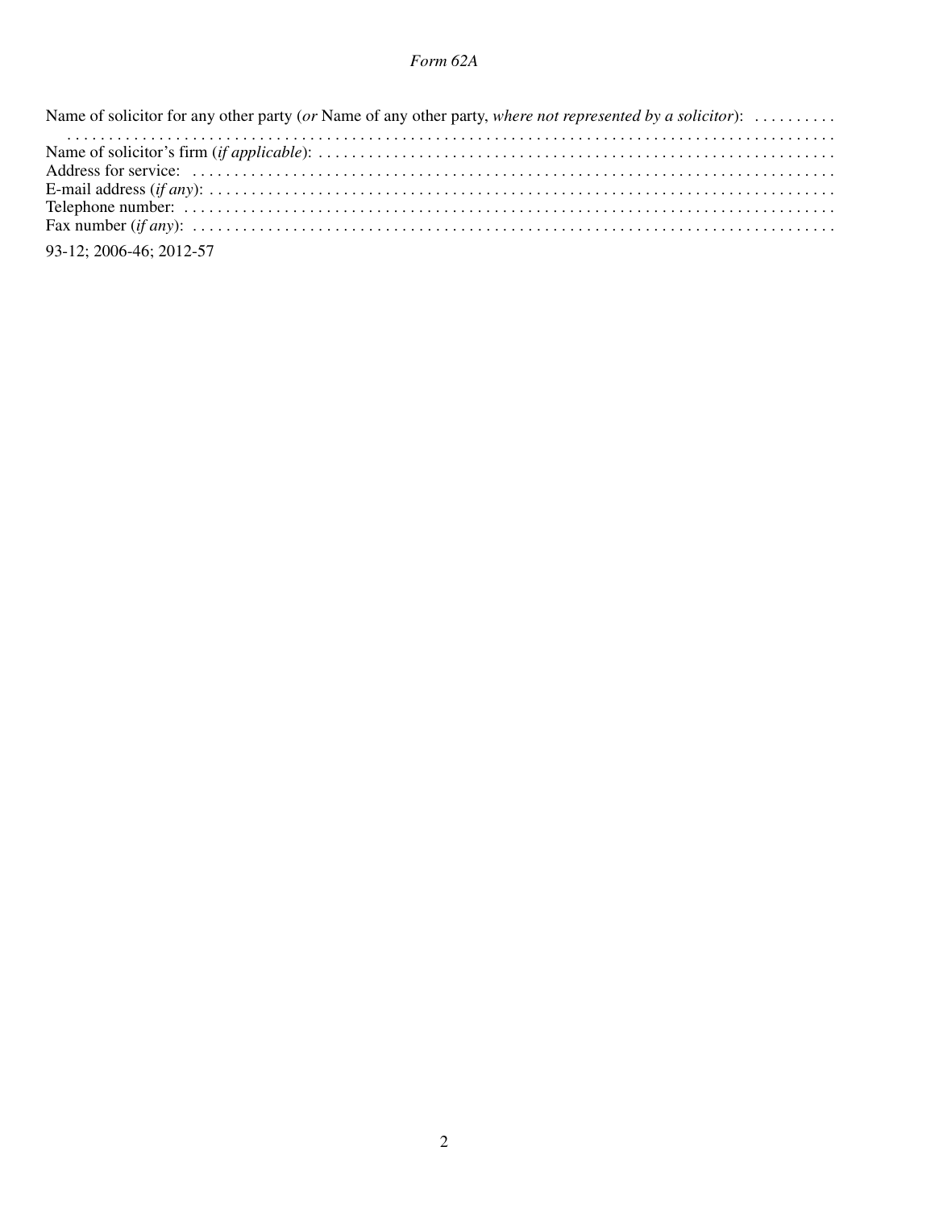Name of solicitor for any other party (*or* Name of any other party, *where not represented by a solicitor*): ..........
..........................................................................................
Name of solicitor's firm (*if applicable*): ..........................................................
Address for service: ..........................................................................
E-mail address (*if any*): ......................................................................
Telephone number: .............................................................................
Fax number (*if any*): ..........................................................................

93-12; 2006-46; 2012-57